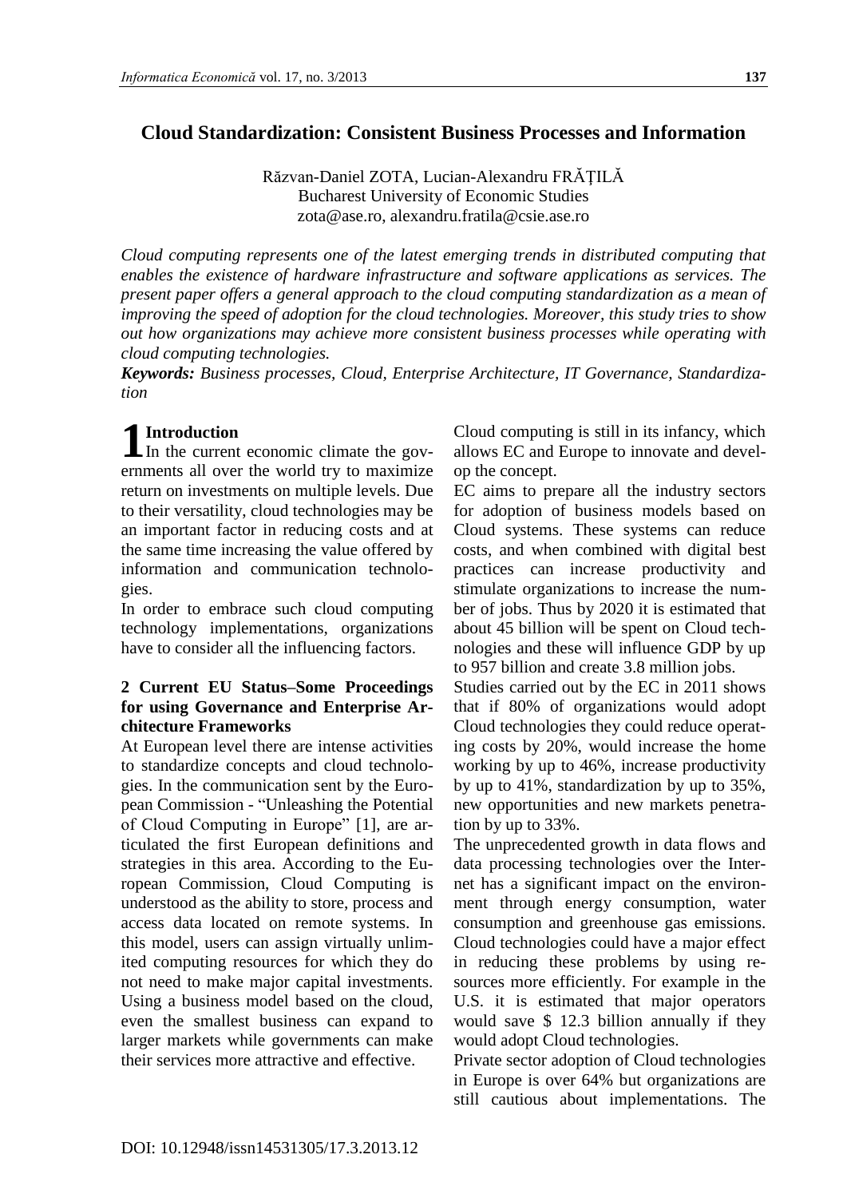# Cloud Standardization: Consistent Business Processes and Information

Răzvan-Daniel ZOTA, Lucian-Alexandru FRĂȚILĂ
Bucharest University of Economic Studies
zota@ase.ro, alexandru.fratila@csie.ase.ro

*Cloud computing represents one of the latest emerging trends in distributed computing that enables the existence of hardware infrastructure and software applications as services. The present paper offers a general approach to the cloud computing standardization as a mean of improving the speed of adoption for the cloud technologies. Moreover, this study tries to show out how organizations may achieve more consistent business processes while operating with cloud computing technologies.*

***Keywords:*** *Business processes, Cloud, Enterprise Architecture, IT Governance, Standardization*

## 1 Introduction

In the current economic climate the governments all over the world try to maximize return on investments on multiple levels. Due to their versatility, cloud technologies may be an important factor in reducing costs and at the same time increasing the value offered by information and communication technologies.

In order to embrace such cloud computing technology implementations, organizations have to consider all the influencing factors.

## 2 Current EU Status–Some Proceedings for using Governance and Enterprise Architecture Frameworks

At European level there are intense activities to standardize concepts and cloud technologies. In the communication sent by the European Commission - "Unleashing the Potential of Cloud Computing in Europe" [1], are articulated the first European definitions and strategies in this area. According to the European Commission, Cloud Computing is understood as the ability to store, process and access data located on remote systems. In this model, users can assign virtually unlimited computing resources for which they do not need to make major capital investments. Using a business model based on the cloud, even the smallest business can expand to larger markets while governments can make their services more attractive and effective.

Cloud computing is still in its infancy, which allows EC and Europe to innovate and develop the concept.

EC aims to prepare all the industry sectors for adoption of business models based on Cloud systems. These systems can reduce costs, and when combined with digital best practices can increase productivity and stimulate organizations to increase the number of jobs. Thus by 2020 it is estimated that about 45 billion will be spent on Cloud technologies and these will influence GDP by up to 957 billion and create 3.8 million jobs.

Studies carried out by the EC in 2011 shows that if 80% of organizations would adopt Cloud technologies they could reduce operating costs by 20%, would increase the home working by up to 46%, increase productivity by up to 41%, standardization by up to 35%, new opportunities and new markets penetration by up to 33%.

The unprecedented growth in data flows and data processing technologies over the Internet has a significant impact on the environment through energy consumption, water consumption and greenhouse gas emissions. Cloud technologies could have a major effect in reducing these problems by using resources more efficiently. For example in the U.S. it is estimated that major operators would save $ 12.3 billion annually if they would adopt Cloud technologies.

Private sector adoption of Cloud technologies in Europe is over 64% but organizations are still cautious about implementations. The

DOI: 10.12948/issn14531305/17.3.2013.12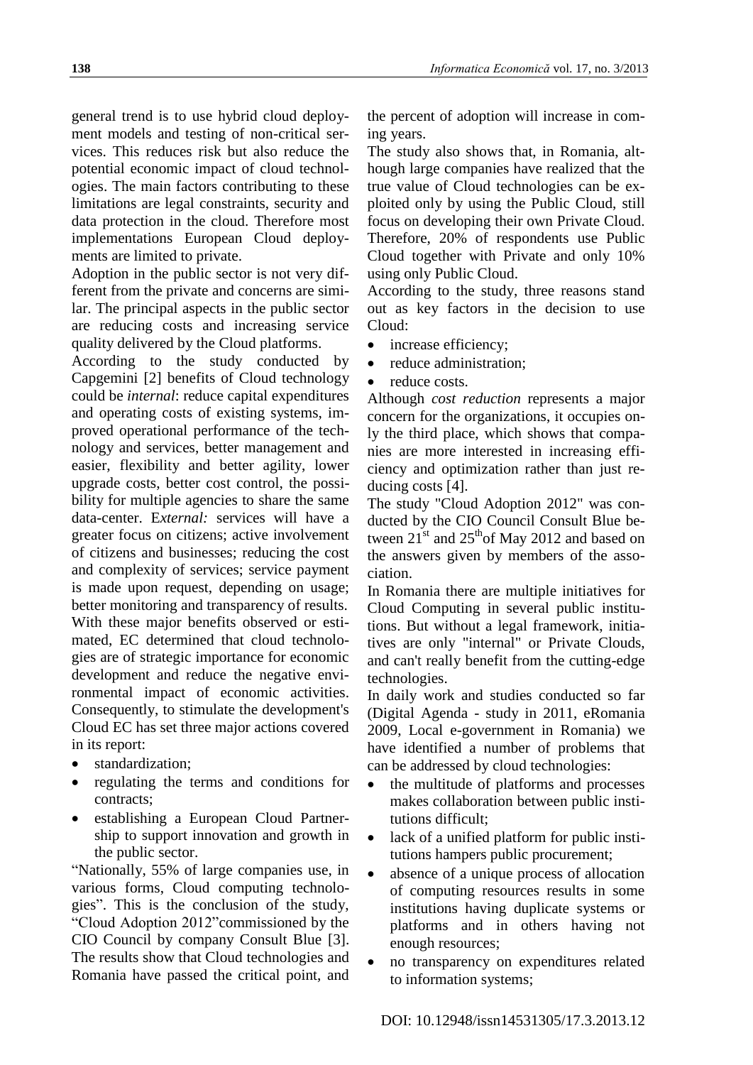general trend is to use hybrid cloud deployment models and testing of non-critical services. This reduces risk but also reduce the potential economic impact of cloud technologies. The main factors contributing to these limitations are legal constraints, security and data protection in the cloud. Therefore most implementations European Cloud deployments are limited to private.

Adoption in the public sector is not very different from the private and concerns are similar. The principal aspects in the public sector are reducing costs and increasing service quality delivered by the Cloud platforms.

According to the study conducted by Capgemini [2] benefits of Cloud technology could be *internal*: reduce capital expenditures and operating costs of existing systems, improved operational performance of the technology and services, better management and easier, flexibility and better agility, lower upgrade costs, better cost control, the possibility for multiple agencies to share the same data-center. E*xternal:* services will have a greater focus on citizens; active involvement of citizens and businesses; reducing the cost and complexity of services; service payment is made upon request, depending on usage; better monitoring and transparency of results. With these major benefits observed or estimated, EC determined that cloud technologies are of strategic importance for economic development and reduce the negative environmental impact of economic activities. Consequently, to stimulate the development's Cloud EC has set three major actions covered in its report:

- standardization;
- regulating the terms and conditions for contracts;
- establishing a European Cloud Partnership to support innovation and growth in the public sector.

"Nationally, 55% of large companies use, in various forms, Cloud computing technologies". This is the conclusion of the study, "Cloud Adoption 2012"commissioned by the CIO Council by company Consult Blue [3]. The results show that Cloud technologies and Romania have passed the critical point, and the percent of adoption will increase in coming years.

The study also shows that, in Romania, although large companies have realized that the true value of Cloud technologies can be exploited only by using the Public Cloud, still focus on developing their own Private Cloud. Therefore, 20% of respondents use Public Cloud together with Private and only 10% using only Public Cloud.

According to the study, three reasons stand out as key factors in the decision to use Cloud:

- increase efficiency;
- reduce administration;
- reduce costs.

Although *cost reduction* represents a major concern for the organizations, it occupies only the third place, which shows that companies are more interested in increasing efficiency and optimization rather than just reducing costs [4].

The study "Cloud Adoption 2012" was conducted by the CIO Council Consult Blue between 21st and 25th of May 2012 and based on the answers given by members of the association.

In Romania there are multiple initiatives for Cloud Computing in several public institutions. But without a legal framework, initiatives are only "internal" or Private Clouds, and can't really benefit from the cutting-edge technologies.

In daily work and studies conducted so far (Digital Agenda - study in 2011, eRomania 2009, Local e-government in Romania) we have identified a number of problems that can be addressed by cloud technologies:

- the multitude of platforms and processes makes collaboration between public institutions difficult;
- lack of a unified platform for public institutions hampers public procurement;
- absence of a unique process of allocation of computing resources results in some institutions having duplicate systems or platforms and in others having not enough resources;
- no transparency on expenditures related to information systems;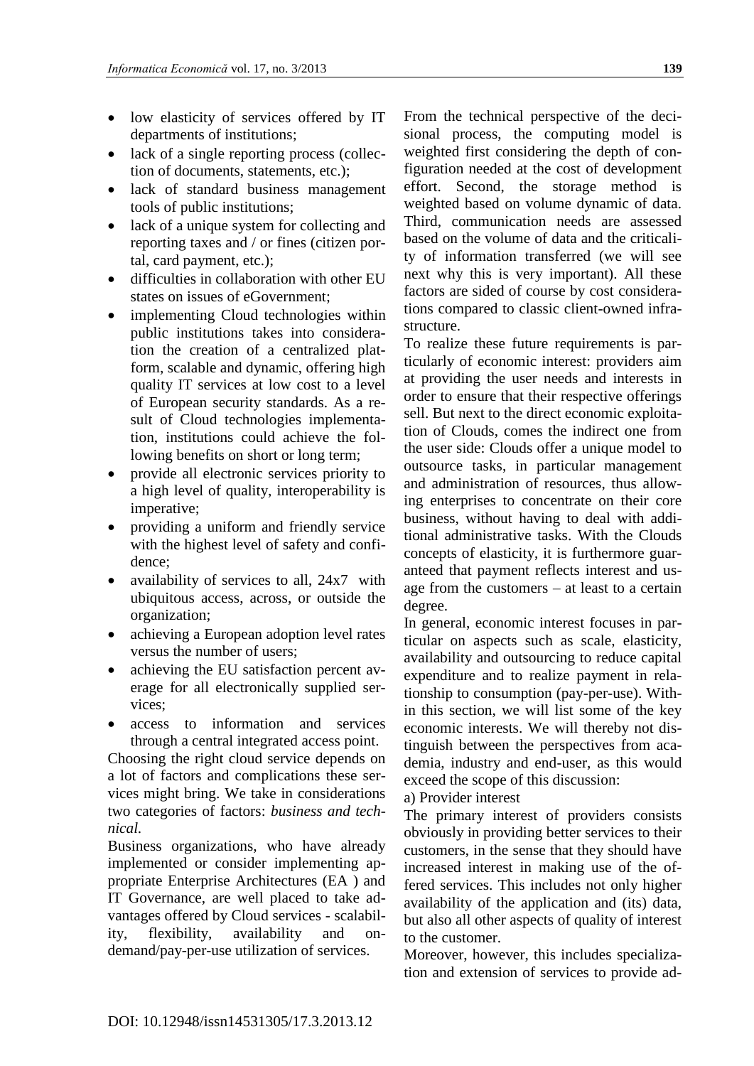- low elasticity of services offered by IT departments of institutions;
- lack of a single reporting process (collection of documents, statements, etc.);
- lack of standard business management tools of public institutions;
- lack of a unique system for collecting and reporting taxes and / or fines (citizen portal, card payment, etc.);
- difficulties in collaboration with other EU states on issues of eGovernment;
- implementing Cloud technologies within public institutions takes into consideration the creation of a centralized platform, scalable and dynamic, offering high quality IT services at low cost to a level of European security standards. As a result of Cloud technologies implementation, institutions could achieve the following benefits on short or long term;
- provide all electronic services priority to a high level of quality, interoperability is imperative;
- providing a uniform and friendly service with the highest level of safety and confidence;
- availability of services to all, 24x7 with ubiquitous access, across, or outside the organization;
- achieving a European adoption level rates versus the number of users;
- achieving the EU satisfaction percent average for all electronically supplied services;
- access to information and services through a central integrated access point.

Choosing the right cloud service depends on a lot of factors and complications these services might bring. We take in considerations two categories of factors: *business and technical.*

Business organizations, who have already implemented or consider implementing appropriate Enterprise Architectures (EA ) and IT Governance, are well placed to take advantages offered by Cloud services - scalability, flexibility, availability and on-demand/pay-per-use utilization of services.

From the technical perspective of the decisional process, the computing model is weighted first considering the depth of configuration needed at the cost of development effort. Second, the storage method is weighted based on volume dynamic of data. Third, communication needs are assessed based on the volume of data and the criticality of information transferred (we will see next why this is very important). All these factors are sided of course by cost considerations compared to classic client-owned infrastructure.

To realize these future requirements is particularly of economic interest: providers aim at providing the user needs and interests in order to ensure that their respective offerings sell. But next to the direct economic exploitation of Clouds, comes the indirect one from the user side: Clouds offer a unique model to outsource tasks, in particular management and administration of resources, thus allowing enterprises to concentrate on their core business, without having to deal with additional administrative tasks. With the Clouds concepts of elasticity, it is furthermore guaranteed that payment reflects interest and usage from the customers – at least to a certain degree.

In general, economic interest focuses in particular on aspects such as scale, elasticity, availability and outsourcing to reduce capital expenditure and to realize payment in relationship to consumption (pay-per-use). Within this section, we will list some of the key economic interests. We will thereby not distinguish between the perspectives from academia, industry and end-user, as this would exceed the scope of this discussion:

a) Provider interest

The primary interest of providers consists obviously in providing better services to their customers, in the sense that they should have increased interest in making use of the offered services. This includes not only higher availability of the application and (its) data, but also all other aspects of quality of interest to the customer.

Moreover, however, this includes specialization and extension of services to provide ad-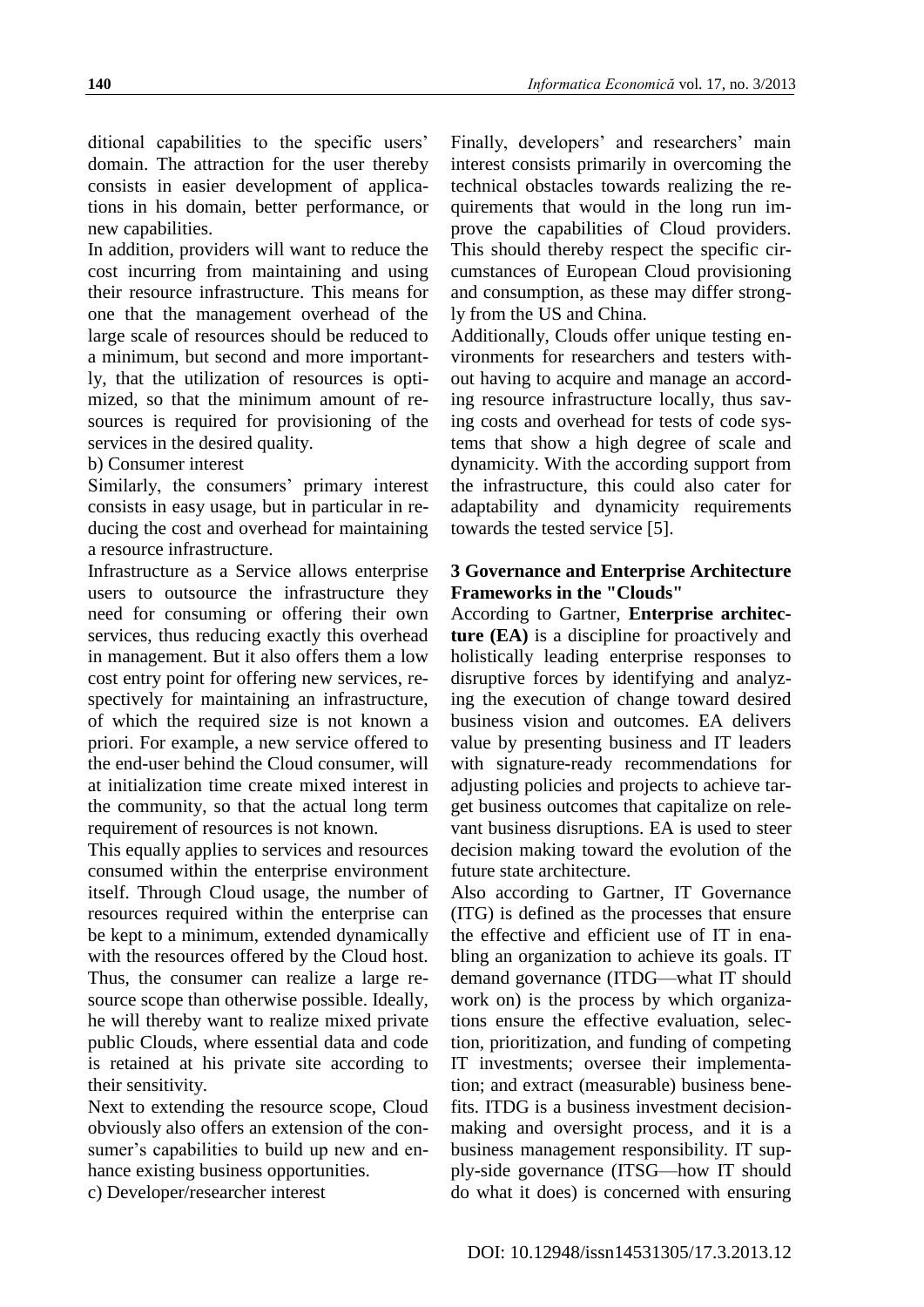ditional capabilities to the specific users' domain. The attraction for the user thereby consists in easier development of applications in his domain, better performance, or new capabilities.

In addition, providers will want to reduce the cost incurring from maintaining and using their resource infrastructure. This means for one that the management overhead of the large scale of resources should be reduced to a minimum, but second and more importantly, that the utilization of resources is optimized, so that the minimum amount of resources is required for provisioning of the services in the desired quality.

b) Consumer interest

Similarly, the consumers' primary interest consists in easy usage, but in particular in reducing the cost and overhead for maintaining a resource infrastructure.

Infrastructure as a Service allows enterprise users to outsource the infrastructure they need for consuming or offering their own services, thus reducing exactly this overhead in management. But it also offers them a low cost entry point for offering new services, respectively for maintaining an infrastructure, of which the required size is not known a priori. For example, a new service offered to the end-user behind the Cloud consumer, will at initialization time create mixed interest in the community, so that the actual long term requirement of resources is not known.

This equally applies to services and resources consumed within the enterprise environment itself. Through Cloud usage, the number of resources required within the enterprise can be kept to a minimum, extended dynamically with the resources offered by the Cloud host. Thus, the consumer can realize a large resource scope than otherwise possible. Ideally, he will thereby want to realize mixed private public Clouds, where essential data and code is retained at his private site according to their sensitivity.

Next to extending the resource scope, Cloud obviously also offers an extension of the consumer's capabilities to build up new and enhance existing business opportunities.

c) Developer/researcher interest

Finally, developers' and researchers' main interest consists primarily in overcoming the technical obstacles towards realizing the requirements that would in the long run improve the capabilities of Cloud providers. This should thereby respect the specific circumstances of European Cloud provisioning and consumption, as these may differ strongly from the US and China.

Additionally, Clouds offer unique testing environments for researchers and testers without having to acquire and manage an according resource infrastructure locally, thus saving costs and overhead for tests of code systems that show a high degree of scale and dynamicity. With the according support from the infrastructure, this could also cater for adaptability and dynamicity requirements towards the tested service [5].

## 3 Governance and Enterprise Architecture Frameworks in the "Clouds"

According to Gartner, **Enterprise architecture (EA)** is a discipline for proactively and holistically leading enterprise responses to disruptive forces by identifying and analyzing the execution of change toward desired business vision and outcomes. EA delivers value by presenting business and IT leaders with signature-ready recommendations for adjusting policies and projects to achieve target business outcomes that capitalize on relevant business disruptions. EA is used to steer decision making toward the evolution of the future state architecture.

Also according to Gartner, IT Governance (ITG) is defined as the processes that ensure the effective and efficient use of IT in enabling an organization to achieve its goals. IT demand governance (ITDG—what IT should work on) is the process by which organizations ensure the effective evaluation, selection, prioritization, and funding of competing IT investments; oversee their implementation; and extract (measurable) business benefits. ITDG is a business investment decision-making and oversight process, and it is a business management responsibility. IT supply-side governance (ITSG—how IT should do what it does) is concerned with ensuring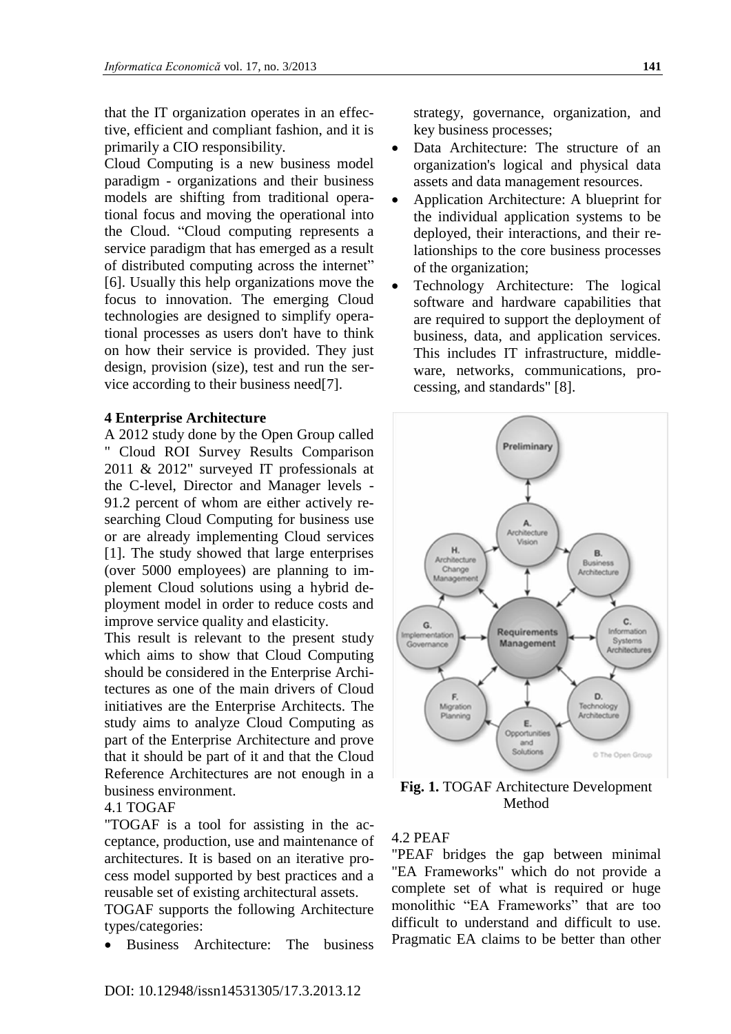that the IT organization operates in an effective, efficient and compliant fashion, and it is primarily a CIO responsibility.

Cloud Computing is a new business model paradigm - organizations and their business models are shifting from traditional operational focus and moving the operational into the Cloud. “Cloud computing represents a service paradigm that has emerged as a result of distributed computing across the internet” [6]. Usually this help organizations move the focus to innovation. The emerging Cloud technologies are designed to simplify operational processes as users don't have to think on how their service is provided. They just design, provision (size), test and run the service according to their business need[7].

## 4 Enterprise Architecture

A 2012 study done by the Open Group called " Cloud ROI Survey Results Comparison 2011 & 2012" surveyed IT professionals at the C-level, Director and Manager levels - 91.2 percent of whom are either actively researching Cloud Computing for business use or are already implementing Cloud services [1]. The study showed that large enterprises (over 5000 employees) are planning to implement Cloud solutions using a hybrid deployment model in order to reduce costs and improve service quality and elasticity.

This result is relevant to the present study which aims to show that Cloud Computing should be considered in the Enterprise Architectures as one of the main drivers of Cloud initiatives are the Enterprise Architects. The study aims to analyze Cloud Computing as part of the Enterprise Architecture and prove that it should be part of it and that the Cloud Reference Architectures are not enough in a business environment.

### 4.1 TOGAF

"TOGAF is a tool for assisting in the acceptance, production, use and maintenance of architectures. It is based on an iterative process model supported by best practices and a reusable set of existing architectural assets.

TOGAF supports the following Architecture types/categories:

- Business Architecture: The business strategy, governance, organization, and key business processes;
- Data Architecture: The structure of an organization's logical and physical data assets and data management resources.
- Application Architecture: A blueprint for the individual application systems to be deployed, their interactions, and their relationships to the core business processes of the organization;
- Technology Architecture: The logical software and hardware capabilities that are required to support the deployment of business, data, and application services. This includes IT infrastructure, middleware, networks, communications, processing, and standards" [8].

**Fig. 1.** TOGAF Architecture Development Method

### 4.2 PEAF

"PEAF bridges the gap between minimal "EA Frameworks" which do not provide a complete set of what is required or huge monolithic “EA Frameworks” that are too difficult to understand and difficult to use. Pragmatic EA claims to be better than other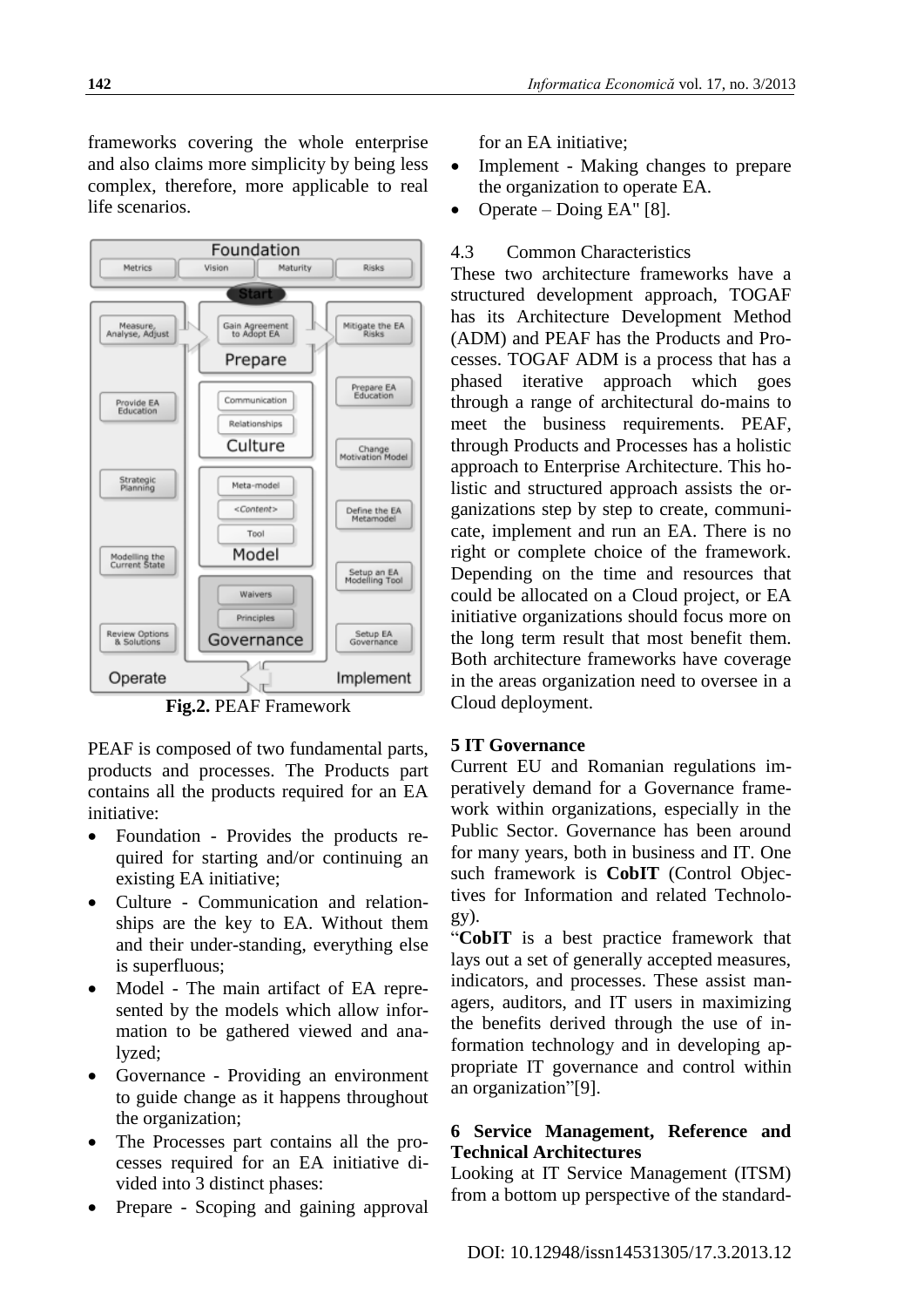frameworks covering the whole enterprise and also claims more simplicity by being less complex, therefore, more applicable to real life scenarios.

**Fig.2.** PEAF Framework

PEAF is composed of two fundamental parts, products and processes. The Products part contains all the products required for an EA initiative:

- Foundation - Provides the products required for starting and/or continuing an existing EA initiative;
- Culture - Communication and relationships are the key to EA. Without them and their under-standing, everything else is superfluous;
- Model - The main artifact of EA represented by the models which allow information to be gathered viewed and analyzed;
- Governance - Providing an environment to guide change as it happens throughout the organization;
- The Processes part contains all the processes required for an EA initiative divided into 3 distinct phases:
- Prepare - Scoping and gaining approval for an EA initiative;
- Implement - Making changes to prepare the organization to operate EA.
- Operate – Doing EA" [8].

### 4.3 Common Characteristics

These two architecture frameworks have a structured development approach, TOGAF has its Architecture Development Method (ADM) and PEAF has the Products and Processes. TOGAF ADM is a process that has a phased iterative approach which goes through a range of architectural do-mains to meet the business requirements. PEAF, through Products and Processes has a holistic approach to Enterprise Architecture. This holistic and structured approach assists the organizations step by step to create, communicate, implement and run an EA. There is no right or complete choice of the framework. Depending on the time and resources that could be allocated on a Cloud project, or EA initiative organizations should focus more on the long term result that most benefit them. Both architecture frameworks have coverage in the areas organization need to oversee in a Cloud deployment.

## 5 IT Governance

Current EU and Romanian regulations imperatively demand for a Governance framework within organizations, especially in the Public Sector. Governance has been around for many years, both in business and IT. One such framework is **CobIT** (Control Objectives for Information and related Technology).

"**CobIT** is a best practice framework that lays out a set of generally accepted measures, indicators, and processes. These assist managers, auditors, and IT users in maximizing the benefits derived through the use of information technology and in developing appropriate IT governance and control within an organization"[9].

## 6 Service Management, Reference and Technical Architectures

Looking at IT Service Management (ITSM) from a bottom up perspective of the standard-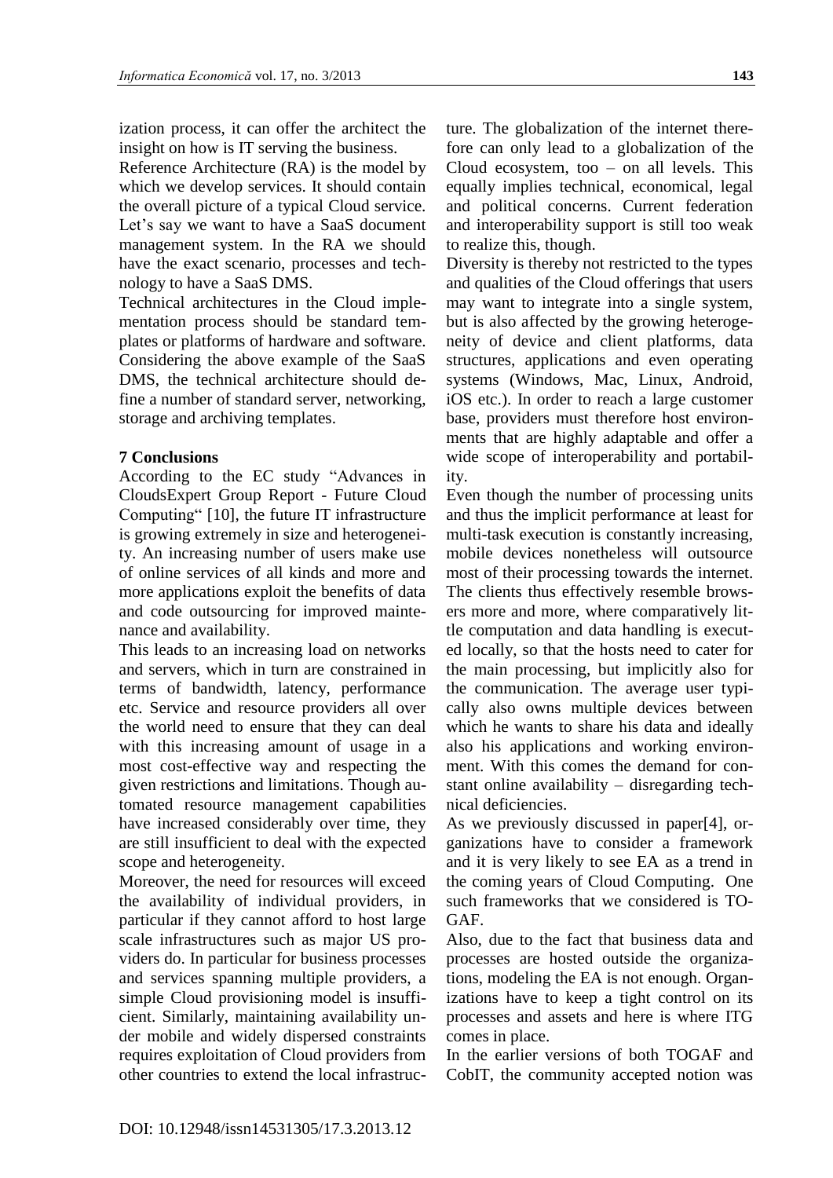ization process, it can offer the architect the insight on how is IT serving the business.

Reference Architecture (RA) is the model by which we develop services. It should contain the overall picture of a typical Cloud service. Let's say we want to have a SaaS document management system. In the RA we should have the exact scenario, processes and technology to have a SaaS DMS.

Technical architectures in the Cloud implementation process should be standard templates or platforms of hardware and software. Considering the above example of the SaaS DMS, the technical architecture should define a number of standard server, networking, storage and archiving templates.

## 7 Conclusions

According to the EC study "Advances in CloudsExpert Group Report - Future Cloud Computing" [10], the future IT infrastructure is growing extremely in size and heterogeneity. An increasing number of users make use of online services of all kinds and more and more applications exploit the benefits of data and code outsourcing for improved maintenance and availability.

This leads to an increasing load on networks and servers, which in turn are constrained in terms of bandwidth, latency, performance etc. Service and resource providers all over the world need to ensure that they can deal with this increasing amount of usage in a most cost-effective way and respecting the given restrictions and limitations. Though automated resource management capabilities have increased considerably over time, they are still insufficient to deal with the expected scope and heterogeneity.

Moreover, the need for resources will exceed the availability of individual providers, in particular if they cannot afford to host large scale infrastructures such as major US providers do. In particular for business processes and services spanning multiple providers, a simple Cloud provisioning model is insufficient. Similarly, maintaining availability under mobile and widely dispersed constraints requires exploitation of Cloud providers from other countries to extend the local infrastructure. The globalization of the internet therefore can only lead to a globalization of the Cloud ecosystem, too – on all levels. This equally implies technical, economical, legal and political concerns. Current federation and interoperability support is still too weak to realize this, though.

Diversity is thereby not restricted to the types and qualities of the Cloud offerings that users may want to integrate into a single system, but is also affected by the growing heterogeneity of device and client platforms, data structures, applications and even operating systems (Windows, Mac, Linux, Android, iOS etc.). In order to reach a large customer base, providers must therefore host environments that are highly adaptable and offer a wide scope of interoperability and portability.

Even though the number of processing units and thus the implicit performance at least for multi-task execution is constantly increasing, mobile devices nonetheless will outsource most of their processing towards the internet. The clients thus effectively resemble browsers more and more, where comparatively little computation and data handling is executed locally, so that the hosts need to cater for the main processing, but implicitly also for the communication. The average user typically also owns multiple devices between which he wants to share his data and ideally also his applications and working environment. With this comes the demand for constant online availability – disregarding technical deficiencies.

As we previously discussed in paper[4], organizations have to consider a framework and it is very likely to see EA as a trend in the coming years of Cloud Computing. One such frameworks that we considered is TOGAF.

Also, due to the fact that business data and processes are hosted outside the organizations, modeling the EA is not enough. Organizations have to keep a tight control on its processes and assets and here is where ITG comes in place.

In the earlier versions of both TOGAF and CobIT, the community accepted notion was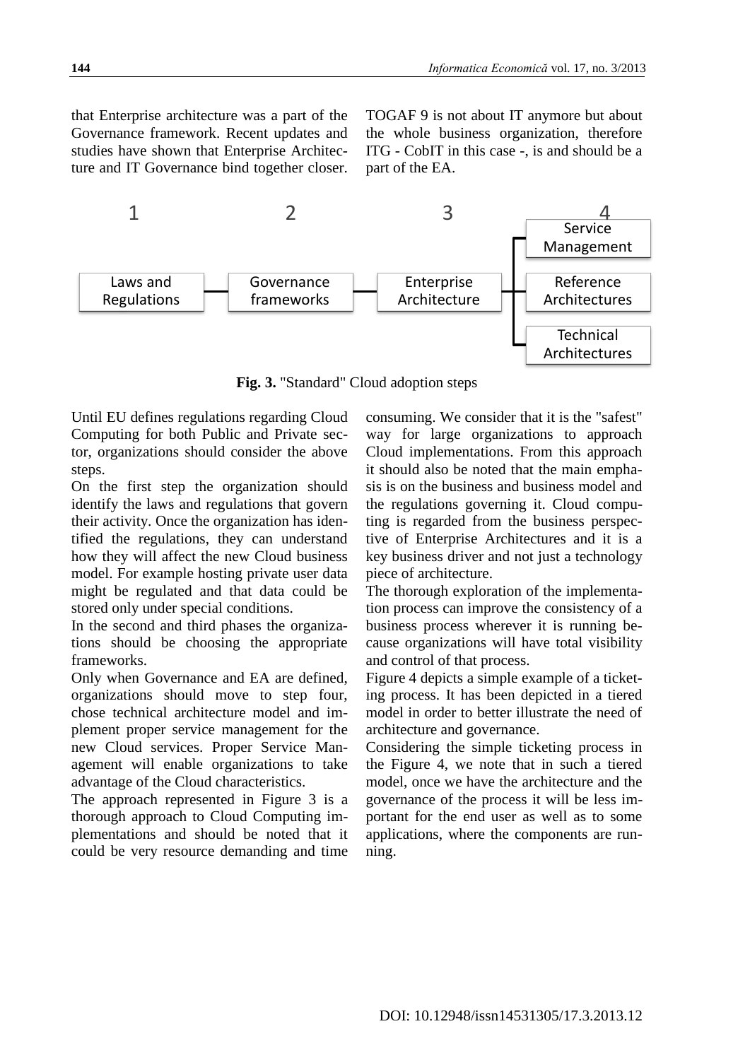that Enterprise architecture was a part of the Governance framework. Recent updates and studies have shown that Enterprise Architecture and IT Governance bind together closer. TOGAF 9 is not about IT anymore but about the whole business organization, therefore ITG - CobIT in this case -, is and should be a part of the EA.

| 1 | 2 | 3 | 4 |
|---|---|---|---|
| Laws and Regulations | Governance frameworks | Enterprise Architecture | Service Management |
| | | | Reference Architectures |
| | | | Technical Architectures |

**Fig. 3.** "Standard" Cloud adoption steps

Until EU defines regulations regarding Cloud Computing for both Public and Private sector, organizations should consider the above steps.

On the first step the organization should identify the laws and regulations that govern their activity. Once the organization has identified the regulations, they can understand how they will affect the new Cloud business model. For example hosting private user data might be regulated and that data could be stored only under special conditions.

In the second and third phases the organizations should be choosing the appropriate frameworks.

Only when Governance and EA are defined, organizations should move to step four, chose technical architecture model and implement proper service management for the new Cloud services. Proper Service Management will enable organizations to take advantage of the Cloud characteristics.

The approach represented in Figure 3 is a thorough approach to Cloud Computing implementations and should be noted that it could be very resource demanding and time consuming. We consider that it is the "safest" way for large organizations to approach Cloud implementations. From this approach it should also be noted that the main emphasis is on the business and business model and the regulations governing it. Cloud computing is regarded from the business perspective of Enterprise Architectures and it is a key business driver and not just a technology piece of architecture.

The thorough exploration of the implementation process can improve the consistency of a business process wherever it is running because organizations will have total visibility and control of that process.

Figure 4 depicts a simple example of a ticketing process. It has been depicted in a tiered model in order to better illustrate the need of architecture and governance.

Considering the simple ticketing process in the Figure 4, we note that in such a tiered model, once we have the architecture and the governance of the process it will be less important for the end user as well as to some applications, where the components are running.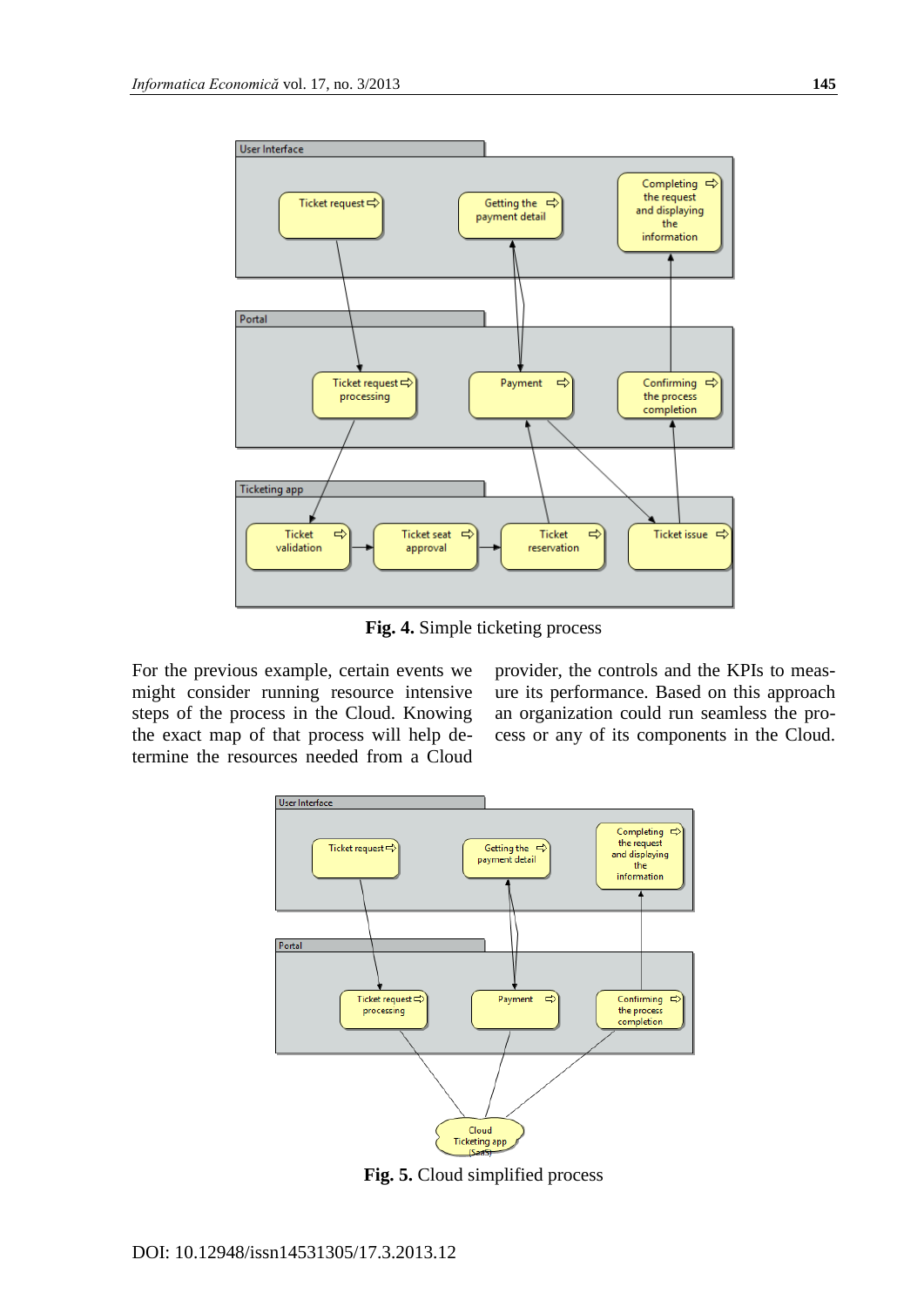Fig. 4. Simple ticketing process

For the previous example, certain events we might consider running resource intensive steps of the process in the Cloud. Knowing the exact map of that process will help determine the resources needed from a Cloud provider, the controls and the KPIs to measure its performance. Based on this approach an organization could run seamless the process or any of its components in the Cloud.

Fig. 5. Cloud simplified process

DOI: 10.12948/issn14531305/17.3.2013.12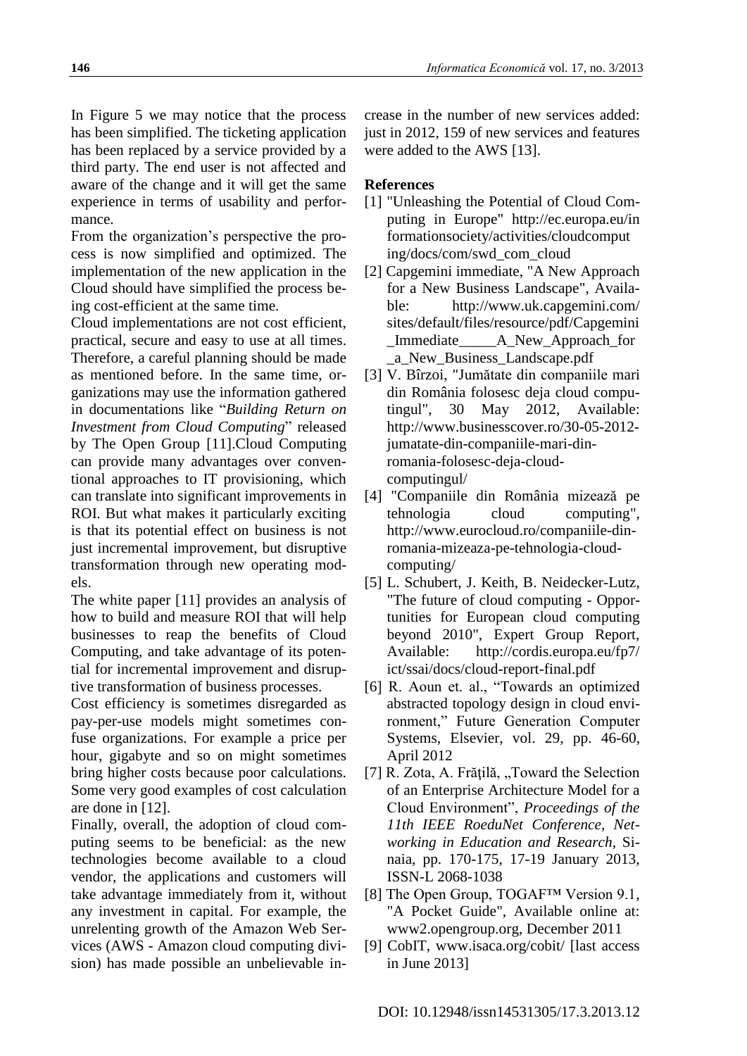In Figure 5 we may notice that the process has been simplified. The ticketing application has been replaced by a service provided by a third party. The end user is not affected and aware of the change and it will get the same experience in terms of usability and performance.

From the organization's perspective the process is now simplified and optimized. The implementation of the new application in the Cloud should have simplified the process being cost-efficient at the same time.

Cloud implementations are not cost efficient, practical, secure and easy to use at all times. Therefore, a careful planning should be made as mentioned before. In the same time, organizations may use the information gathered in documentations like "*Building Return on Investment from Cloud Computing*" released by The Open Group [11].Cloud Computing can provide many advantages over conventional approaches to IT provisioning, which can translate into significant improvements in ROI. But what makes it particularly exciting is that its potential effect on business is not just incremental improvement, but disruptive transformation through new operating models.

The white paper [11] provides an analysis of how to build and measure ROI that will help businesses to reap the benefits of Cloud Computing, and take advantage of its potential for incremental improvement and disruptive transformation of business processes.

Cost efficiency is sometimes disregarded as pay-per-use models might sometimes confuse organizations. For example a price per hour, gigabyte and so on might sometimes bring higher costs because poor calculations. Some very good examples of cost calculation are done in [12].

Finally, overall, the adoption of cloud computing seems to be beneficial: as the new technologies become available to a cloud vendor, the applications and customers will take advantage immediately from it, without any investment in capital. For example, the unrelenting growth of the Amazon Web Services (AWS - Amazon cloud computing division) has made possible an unbelievable increase in the number of new services added: just in 2012, 159 of new services and features were added to the AWS [13].

**References**

[1] "Unleashing the Potential of Cloud Computing in Europe" http://ec.europa.eu/informationsociety/activities/cloudcomputing/docs/com/swd_com_cloud

[2] Capgemini immediate, "A New Approach for a New Business Landscape", Available: http://www.uk.capgemini.com/sites/default/files/resource/pdf/Capgemini_Immediate_____A_New_Approach_for_a_New_Business_Landscape.pdf

[3] V. Bîrzoi, "Jumătate din companiile mari din România folosesc deja cloud computingul", 30 May 2012, Available: http://www.businesscover.ro/30-05-2012-jumatate-din-companiile-mari-din-romania-folosesc-deja-cloud-computingul/

[4] "Companiile din România mizează pe tehnologia cloud computing", http://www.eurocloud.ro/companiile-din-romania-mizeaza-pe-tehnologia-cloud-computing/

[5] L. Schubert, J. Keith, B. Neidecker-Lutz, "The future of cloud computing - Opportunities for European cloud computing beyond 2010", Expert Group Report, Available: http://cordis.europa.eu/fp7/ict/ssai/docs/cloud-report-final.pdf

[6] R. Aoun et. al., "Towards an optimized abstracted topology design in cloud environment," Future Generation Computer Systems, Elsevier, vol. 29, pp. 46-60, April 2012

[7] R. Zota, A. Frățilă, „Toward the Selection of an Enterprise Architecture Model for a Cloud Environment", *Proceedings of the 11th IEEE RoeduNet Conference, Networking in Education and Research*, Sinaia, pp. 170-175, 17-19 January 2013, ISSN-L 2068-1038

[8] The Open Group, TOGAF™ Version 9.1, "A Pocket Guide", Available online at: www2.opengroup.org, December 2011

[9] CobIT, www.isaca.org/cobit/ [last access in June 2013]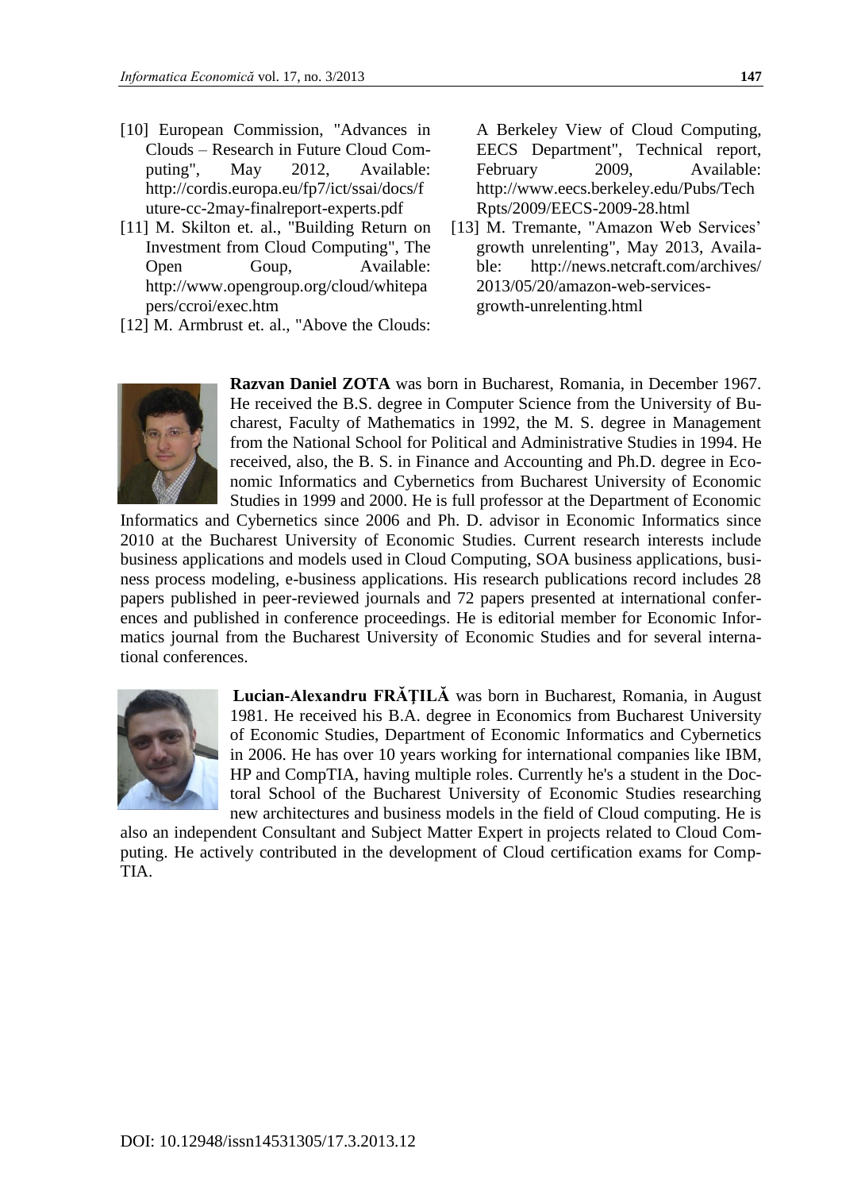[10] European Commission, "Advances in Clouds – Research in Future Cloud Computing", May 2012, Available: http://cordis.europa.eu/fp7/ict/ssai/docs/future-cc-2may-finalreport-experts.pdf

[11] M. Skilton et. al., "Building Return on Investment from Cloud Computing", The Open Goup, Available: http://www.opengroup.org/cloud/whitepapers/ccroi/exec.htm

[12] M. Armbrust et. al., "Above the Clouds: A Berkeley View of Cloud Computing, EECS Department", Technical report, February 2009, Available: http://www.eecs.berkeley.edu/Pubs/TechRpts/2009/EECS-2009-28.html

[13] M. Tremante, "Amazon Web Services' growth unrelenting", May 2013, Available: http://news.netcraft.com/archives/2013/05/20/amazon-web-services-growth-unrelenting.html

**Razvan Daniel ZOTA** was born in Bucharest, Romania, in December 1967. He received the B.S. degree in Computer Science from the University of Bucharest, Faculty of Mathematics in 1992, the M. S. degree in Management from the National School for Political and Administrative Studies in 1994. He received, also, the B. S. in Finance and Accounting and Ph.D. degree in Economic Informatics and Cybernetics from Bucharest University of Economic Studies in 1999 and 2000. He is full professor at the Department of Economic Informatics and Cybernetics since 2006 and Ph. D. advisor in Economic Informatics since 2010 at the Bucharest University of Economic Studies. Current research interests include business applications and models used in Cloud Computing, SOA business applications, business process modeling, e-business applications. His research publications record includes 28 papers published in peer-reviewed journals and 72 papers presented at international conferences and published in conference proceedings. He is editorial member for Economic Informatics journal from the Bucharest University of Economic Studies and for several international conferences.

**Lucian-Alexandru FRĂȚILĂ** was born in Bucharest, Romania, in August 1981. He received his B.A. degree in Economics from Bucharest University of Economic Studies, Department of Economic Informatics and Cybernetics in 2006. He has over 10 years working for international companies like IBM, HP and CompTIA, having multiple roles. Currently he's a student in the Doctoral School of the Bucharest University of Economic Studies researching new architectures and business models in the field of Cloud computing. He is also an independent Consultant and Subject Matter Expert in projects related to Cloud Computing. He actively contributed in the development of Cloud certification exams for CompTIA.

DOI: 10.12948/issn14531305/17.3.2013.12